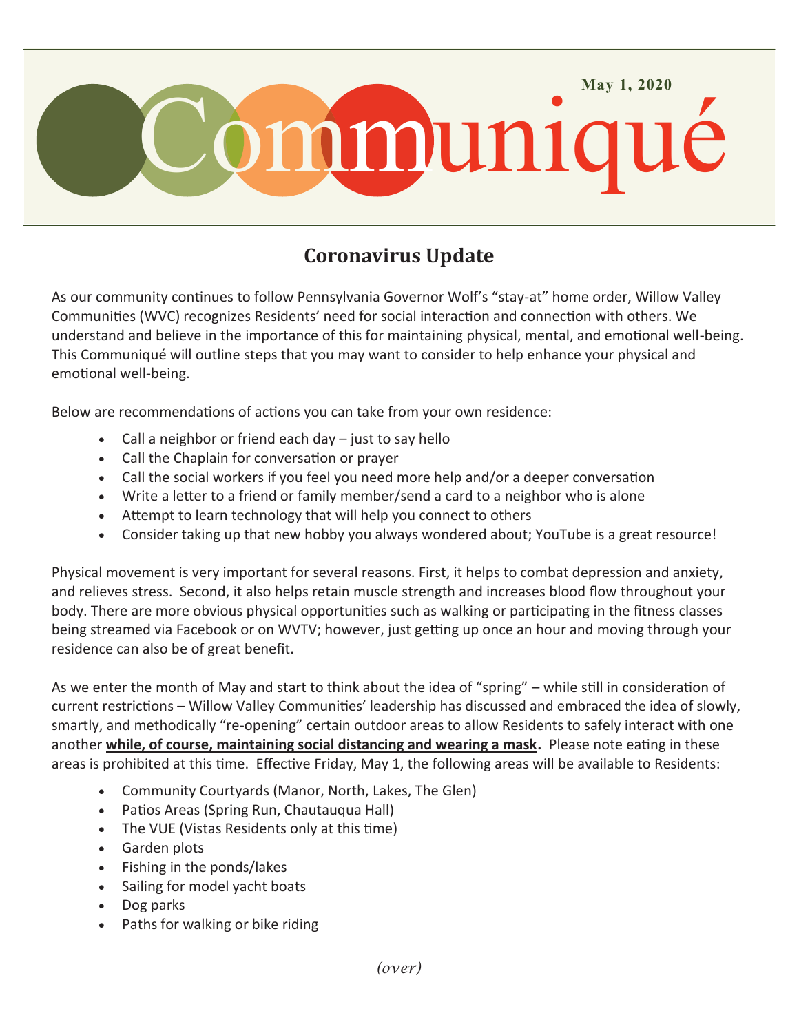**May 1, 2020**

# Communiqué

## Coronavirus Update

As our community continues to follow Pennsylvania Governor Wolf's "stay-at" home order, Willow Valley Communities (WVC) recognizes Residents' need for social interaction and connection with others. We understand and believe in the importance of this for maintaining physical, mental, and emotional well-being. This Communiqué will outline steps that you may want to consider to help enhance your physical and emotional well-being.

Below are recommendations of actions you can take from your own residence:

- Call a neighbor or friend each day – just to say hello
- Call the Chaplain for conversation or prayer
- Call the social workers if you feel you need more help and/or a deeper conversation
- Write a letter to a friend or family member/send a card to a neighbor who is alone
- Attempt to learn technology that will help you connect to others
- Consider taking up that new hobby you always wondered about; YouTube is a great resource!

Physical movement is very important for several reasons. First, it helps to combat depression and anxiety, and relieves stress. Second, it also helps retain muscle strength and increases blood flow throughout your body. There are more obvious physical opportunities such as walking or participating in the fitness classes being streamed via Facebook or on WVTV; however, just getting up once an hour and moving through your residence can also be of great benefit.

As we enter the month of May and start to think about the idea of "spring" – while still in consideration of current restrictions – Willow Valley Communities' leadership has discussed and embraced the idea of slowly, smartly, and methodically "re-opening" certain outdoor areas to allow Residents to safely interact with one another **while, of course, maintaining social distancing and wearing a mask.** Please note eating in these areas is prohibited at this time. Effective Friday, May 1, the following areas will be available to Residents:

- Community Courtyards (Manor, North, Lakes, The Glen)
- Patios Areas (Spring Run, Chautauqua Hall)
- The VUE (Vistas Residents only at this time)
- Garden plots
- Fishing in the ponds/lakes
- Sailing for model yacht boats
- Dog parks
- Paths for walking or bike riding

*(over)*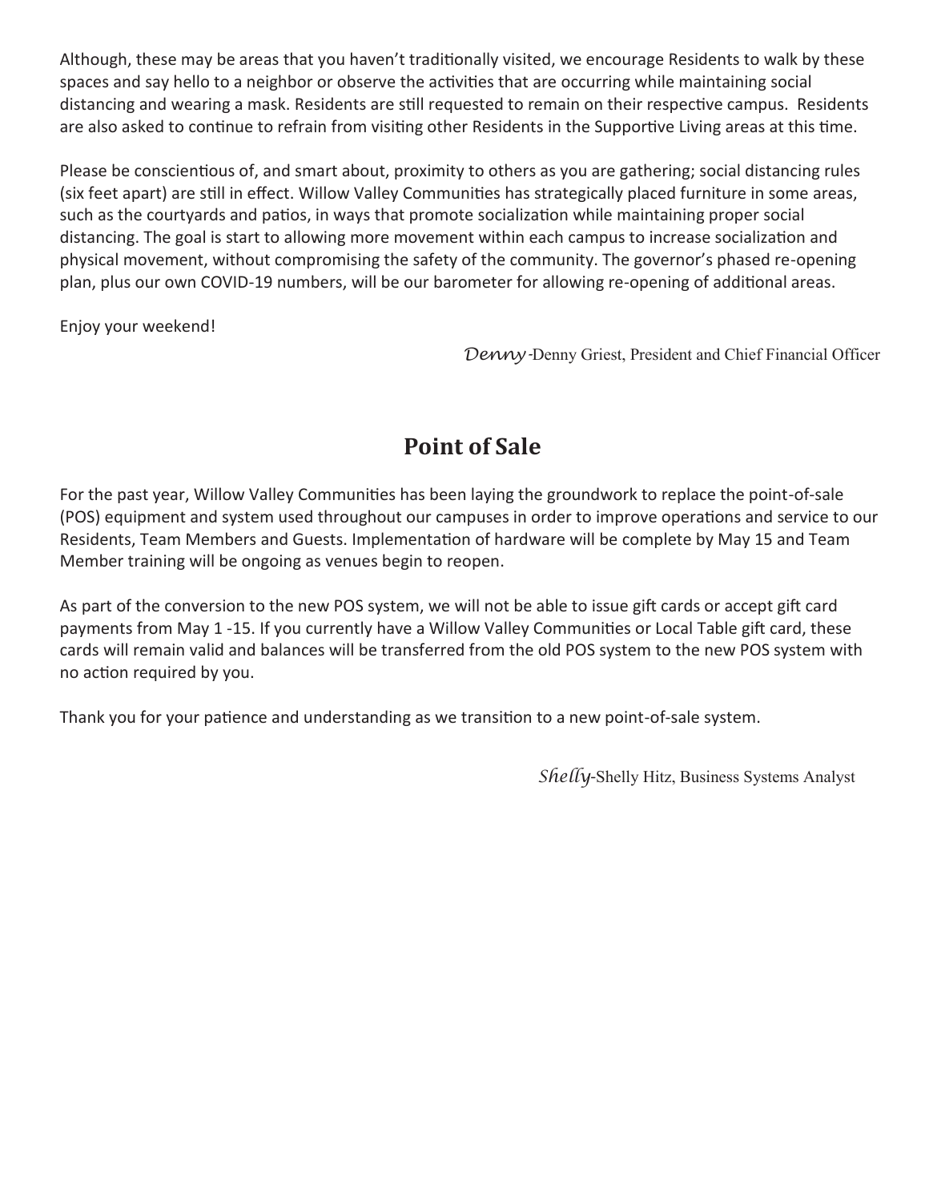Although, these may be areas that you haven't traditionally visited, we encourage Residents to walk by these spaces and say hello to a neighbor or observe the activities that are occurring while maintaining social distancing and wearing a mask. Residents are still requested to remain on their respective campus. Residents are also asked to continue to refrain from visiting other Residents in the Supportive Living areas at this time.

Please be conscientious of, and smart about, proximity to others as you are gathering; social distancing rules (six feet apart) are still in effect. Willow Valley Communities has strategically placed furniture in some areas, such as the courtyards and patios, in ways that promote socialization while maintaining proper social distancing. The goal is start to allowing more movement within each campus to increase socialization and physical movement, without compromising the safety of the community. The governor's phased re-opening plan, plus our own COVID-19 numbers, will be our barometer for allowing re-opening of additional areas.

Enjoy your weekend!

*Denny*-Denny Griest, President and Chief Financial Officer

## Point of Sale

For the past year, Willow Valley Communities has been laying the groundwork to replace the point-of-sale (POS) equipment and system used throughout our campuses in order to improve operations and service to our Residents, Team Members and Guests. Implementation of hardware will be complete by May 15 and Team Member training will be ongoing as venues begin to reopen.

As part of the conversion to the new POS system, we will not be able to issue gift cards or accept gift card payments from May 1 -15. If you currently have a Willow Valley Communities or Local Table gift card, these cards will remain valid and balances will be transferred from the old POS system to the new POS system with no action required by you.

Thank you for your patience and understanding as we transition to a new point-of-sale system.

*Shelly*-Shelly Hitz, Business Systems Analyst